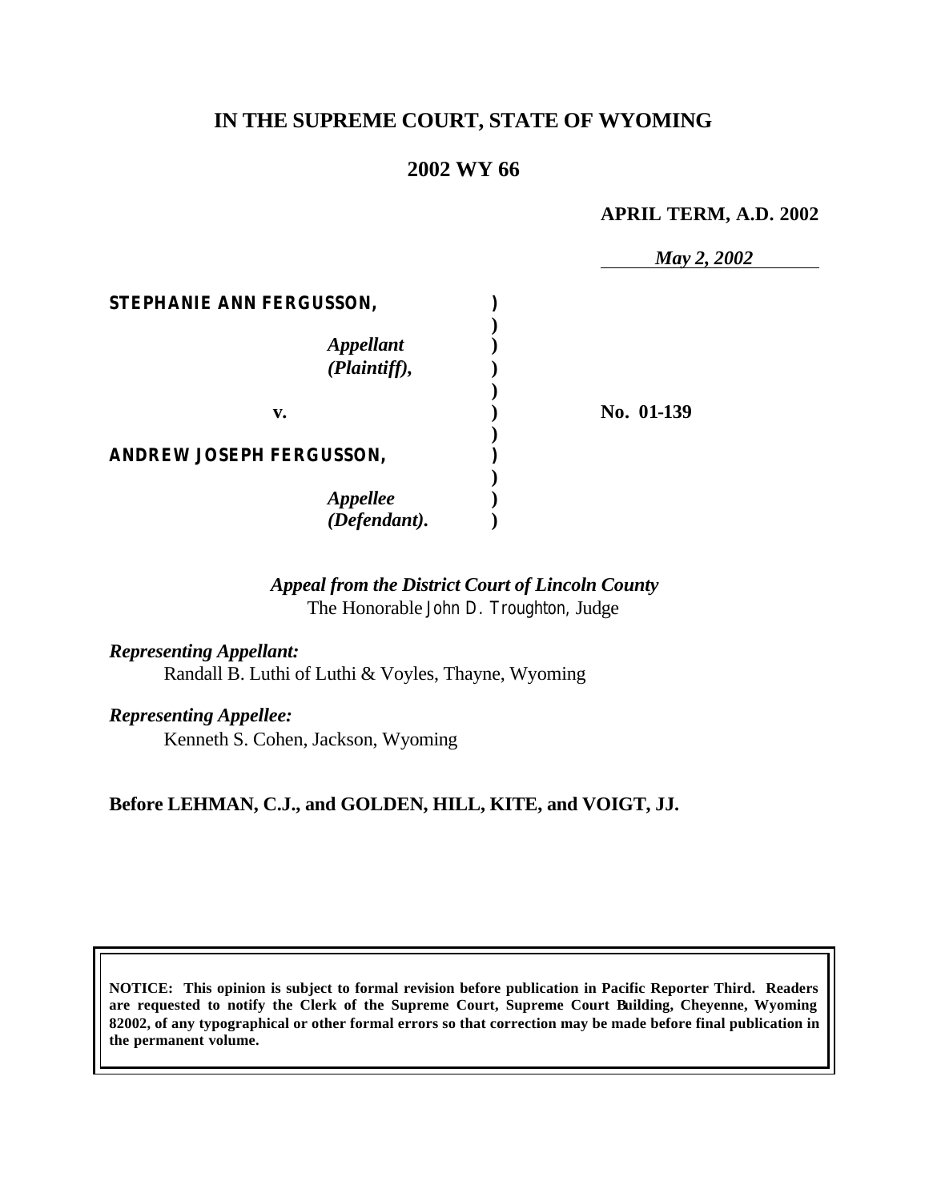# IN THE SUPREME COURT, STATE OF WYOMING

## 2002 WY 66

**APRIL TERM, A.D. 2002**

*May 2, 2002*

**STEPHANIE ANN FERGUSSON,**

*Appellant (Plaintiff),*

**v.**

**ANDREW JOSEPH FERGUSSON,**

*Appellee (Defendant).*

**No. 01-139**

*Appeal from the District Court of Lincoln County*
The Honorable John D. Troughton, Judge

*Representing Appellant:*
Randall B. Luthi of Luthi & Voyles, Thayne, Wyoming

*Representing Appellee:*
Kenneth S. Cohen, Jackson, Wyoming

**Before LEHMAN, C.J., and GOLDEN, HILL, KITE, and VOIGT, JJ.**

**NOTICE: This opinion is subject to formal revision before publication in Pacific Reporter Third. Readers are requested to notify the Clerk of the Supreme Court, Supreme Court Building, Cheyenne, Wyoming 82002, of any typographical or other formal errors so that correction may be made before final publication in the permanent volume.**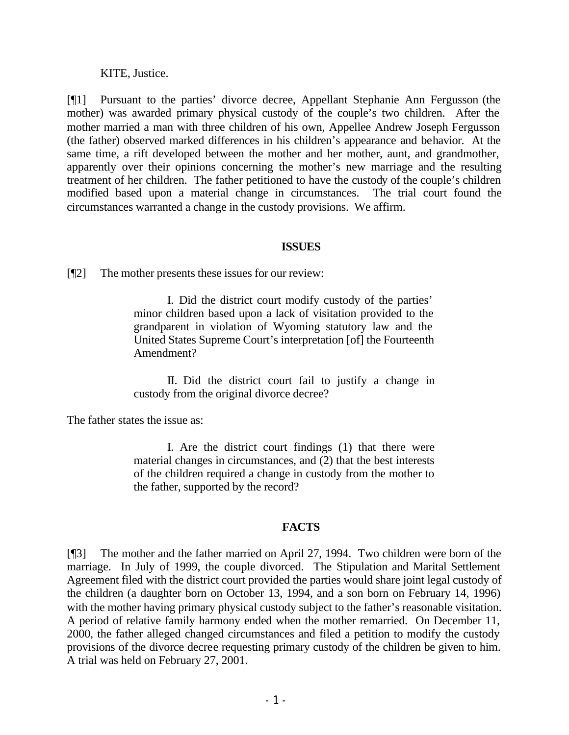KITE, Justice.

[¶1] Pursuant to the parties' divorce decree, Appellant Stephanie Ann Fergusson (the mother) was awarded primary physical custody of the couple's two children. After the mother married a man with three children of his own, Appellee Andrew Joseph Fergusson (the father) observed marked differences in his children's appearance and behavior. At the same time, a rift developed between the mother and her mother, aunt, and grandmother, apparently over their opinions concerning the mother's new marriage and the resulting treatment of her children. The father petitioned to have the custody of the couple's children modified based upon a material change in circumstances. The trial court found the circumstances warranted a change in the custody provisions. We affirm.

## ISSUES

[¶2] The mother presents these issues for our review:

> I. Did the district court modify custody of the parties' minor children based upon a lack of visitation provided to the grandparent in violation of Wyoming statutory law and the United States Supreme Court's interpretation [of] the Fourteenth Amendment?
>
> II. Did the district court fail to justify a change in custody from the original divorce decree?

The father states the issue as:

> I. Are the district court findings (1) that there were material changes in circumstances, and (2) that the best interests of the children required a change in custody from the mother to the father, supported by the record?

## FACTS

[¶3] The mother and the father married on April 27, 1994. Two children were born of the marriage. In July of 1999, the couple divorced. The Stipulation and Marital Settlement Agreement filed with the district court provided the parties would share joint legal custody of the children (a daughter born on October 13, 1994, and a son born on February 14, 1996) with the mother having primary physical custody subject to the father's reasonable visitation. A period of relative family harmony ended when the mother remarried. On December 11, 2000, the father alleged changed circumstances and filed a petition to modify the custody provisions of the divorce decree requesting primary custody of the children be given to him. A trial was held on February 27, 2001.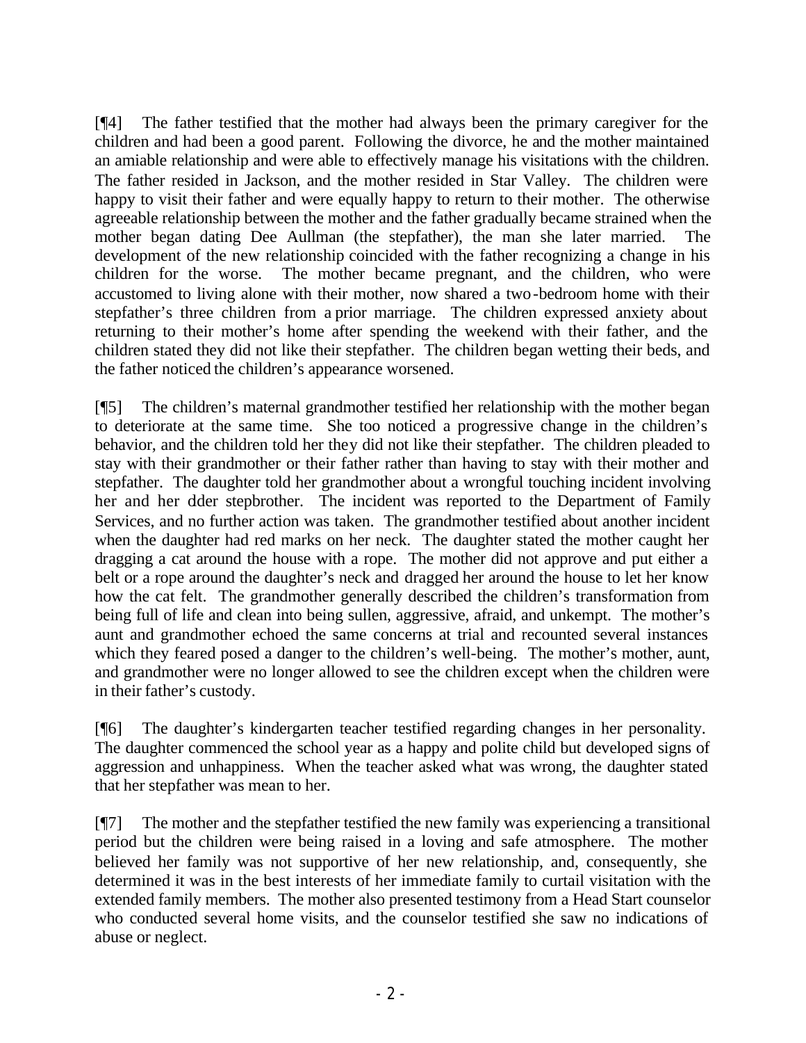[¶4] The father testified that the mother had always been the primary caregiver for the children and had been a good parent. Following the divorce, he and the mother maintained an amiable relationship and were able to effectively manage his visitations with the children. The father resided in Jackson, and the mother resided in Star Valley. The children were happy to visit their father and were equally happy to return to their mother. The otherwise agreeable relationship between the mother and the father gradually became strained when the mother began dating Dee Aullman (the stepfather), the man she later married. The development of the new relationship coincided with the father recognizing a change in his children for the worse. The mother became pregnant, and the children, who were accustomed to living alone with their mother, now shared a two-bedroom home with their stepfather's three children from a prior marriage. The children expressed anxiety about returning to their mother's home after spending the weekend with their father, and the children stated they did not like their stepfather. The children began wetting their beds, and the father noticed the children's appearance worsened.

[¶5] The children's maternal grandmother testified her relationship with the mother began to deteriorate at the same time. She too noticed a progressive change in the children's behavior, and the children told her they did not like their stepfather. The children pleaded to stay with their grandmother or their father rather than having to stay with their mother and stepfather. The daughter told her grandmother about a wrongful touching incident involving her and her dder stepbrother. The incident was reported to the Department of Family Services, and no further action was taken. The grandmother testified about another incident when the daughter had red marks on her neck. The daughter stated the mother caught her dragging a cat around the house with a rope. The mother did not approve and put either a belt or a rope around the daughter's neck and dragged her around the house to let her know how the cat felt. The grandmother generally described the children's transformation from being full of life and clean into being sullen, aggressive, afraid, and unkempt. The mother's aunt and grandmother echoed the same concerns at trial and recounted several instances which they feared posed a danger to the children's well-being. The mother's mother, aunt, and grandmother were no longer allowed to see the children except when the children were in their father's custody.

[¶6] The daughter's kindergarten teacher testified regarding changes in her personality. The daughter commenced the school year as a happy and polite child but developed signs of aggression and unhappiness. When the teacher asked what was wrong, the daughter stated that her stepfather was mean to her.

[¶7] The mother and the stepfather testified the new family was experiencing a transitional period but the children were being raised in a loving and safe atmosphere. The mother believed her family was not supportive of her new relationship, and, consequently, she determined it was in the best interests of her immediate family to curtail visitation with the extended family members. The mother also presented testimony from a Head Start counselor who conducted several home visits, and the counselor testified she saw no indications of abuse or neglect.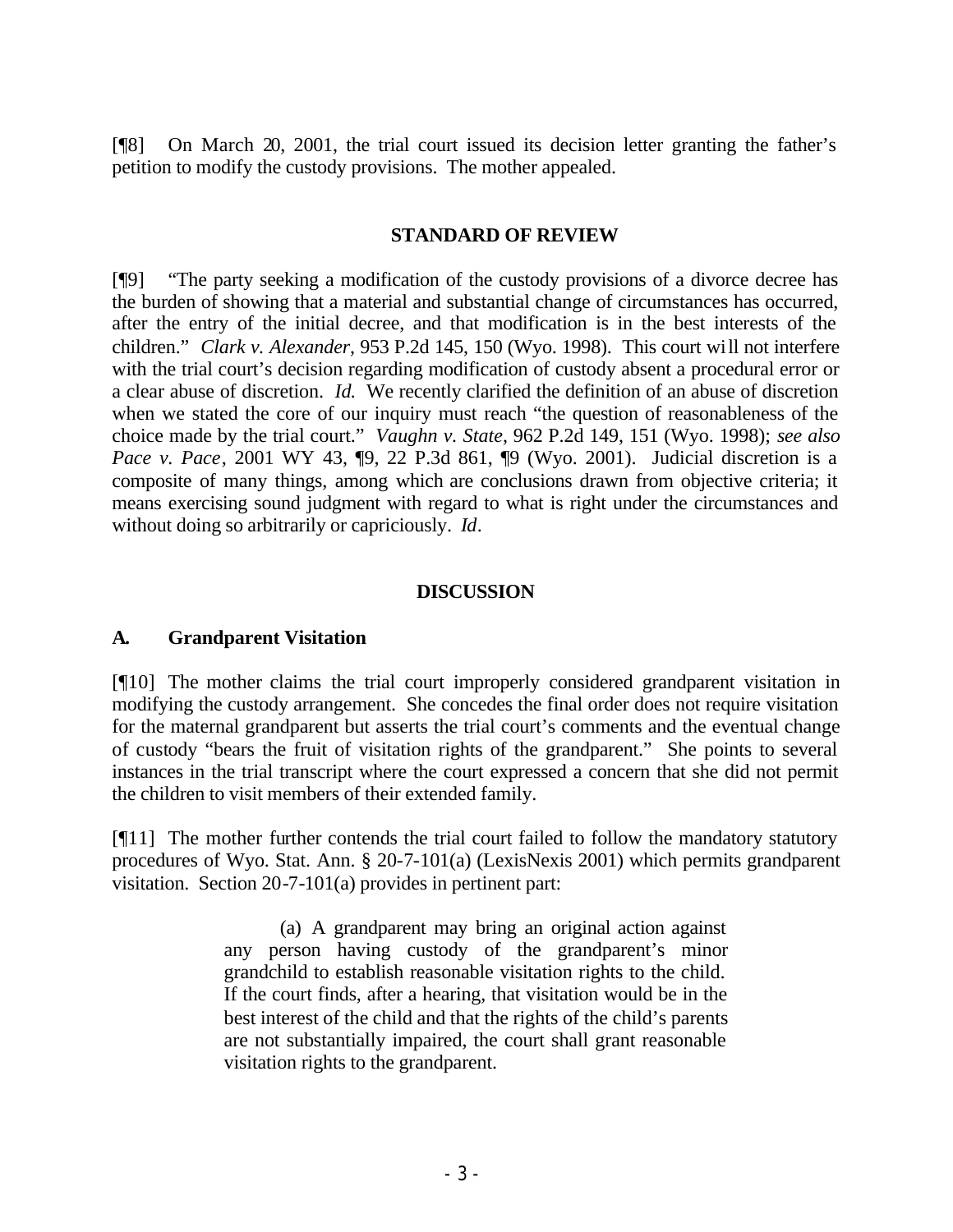[¶8] On March 20, 2001, the trial court issued its decision letter granting the father's petition to modify the custody provisions. The mother appealed.

## STANDARD OF REVIEW

[¶9] "The party seeking a modification of the custody provisions of a divorce decree has the burden of showing that a material and substantial change of circumstances has occurred, after the entry of the initial decree, and that modification is in the best interests of the children." *Clark v. Alexander*, 953 P.2d 145, 150 (Wyo. 1998). This court will not interfere with the trial court's decision regarding modification of custody absent a procedural error or a clear abuse of discretion. *Id.* We recently clarified the definition of an abuse of discretion when we stated the core of our inquiry must reach "the question of reasonableness of the choice made by the trial court." *Vaughn v. State*, 962 P.2d 149, 151 (Wyo. 1998); *see also Pace v. Pace*, 2001 WY 43, ¶9, 22 P.3d 861, ¶9 (Wyo. 2001). Judicial discretion is a composite of many things, among which are conclusions drawn from objective criteria; it means exercising sound judgment with regard to what is right under the circumstances and without doing so arbitrarily or capriciously. *Id*.

## DISCUSSION

### A. Grandparent Visitation

[¶10] The mother claims the trial court improperly considered grandparent visitation in modifying the custody arrangement. She concedes the final order does not require visitation for the maternal grandparent but asserts the trial court's comments and the eventual change of custody "bears the fruit of visitation rights of the grandparent." She points to several instances in the trial transcript where the court expressed a concern that she did not permit the children to visit members of their extended family.

[¶11] The mother further contends the trial court failed to follow the mandatory statutory procedures of Wyo. Stat. Ann. § 20-7-101(a) (LexisNexis 2001) which permits grandparent visitation. Section 20-7-101(a) provides in pertinent part:

> (a) A grandparent may bring an original action against any person having custody of the grandparent's minor grandchild to establish reasonable visitation rights to the child. If the court finds, after a hearing, that visitation would be in the best interest of the child and that the rights of the child's parents are not substantially impaired, the court shall grant reasonable visitation rights to the grandparent.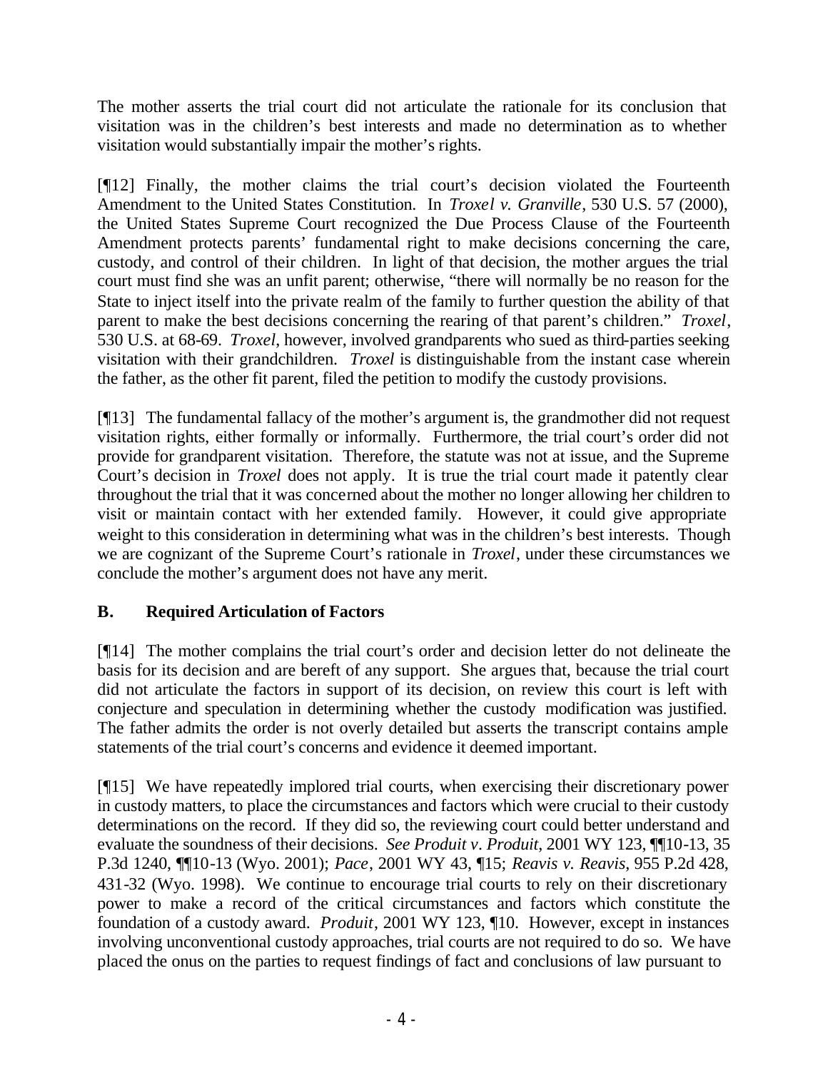The mother asserts the trial court did not articulate the rationale for its conclusion that visitation was in the children's best interests and made no determination as to whether visitation would substantially impair the mother's rights.

[¶12] Finally, the mother claims the trial court's decision violated the Fourteenth Amendment to the United States Constitution. In *Troxel v. Granville*, 530 U.S. 57 (2000), the United States Supreme Court recognized the Due Process Clause of the Fourteenth Amendment protects parents' fundamental right to make decisions concerning the care, custody, and control of their children. In light of that decision, the mother argues the trial court must find she was an unfit parent; otherwise, "there will normally be no reason for the State to inject itself into the private realm of the family to further question the ability of that parent to make the best decisions concerning the rearing of that parent's children." *Troxel*, 530 U.S. at 68-69. *Troxel*, however, involved grandparents who sued as third-parties seeking visitation with their grandchildren. *Troxel* is distinguishable from the instant case wherein the father, as the other fit parent, filed the petition to modify the custody provisions.

[¶13] The fundamental fallacy of the mother's argument is, the grandmother did not request visitation rights, either formally or informally. Furthermore, the trial court's order did not provide for grandparent visitation. Therefore, the statute was not at issue, and the Supreme Court's decision in *Troxel* does not apply. It is true the trial court made it patently clear throughout the trial that it was concerned about the mother no longer allowing her children to visit or maintain contact with her extended family. However, it could give appropriate weight to this consideration in determining what was in the children's best interests. Though we are cognizant of the Supreme Court's rationale in *Troxel*, under these circumstances we conclude the mother's argument does not have any merit.

## B. Required Articulation of Factors

[¶14] The mother complains the trial court's order and decision letter do not delineate the basis for its decision and are bereft of any support. She argues that, because the trial court did not articulate the factors in support of its decision, on review this court is left with conjecture and speculation in determining whether the custody modification was justified. The father admits the order is not overly detailed but asserts the transcript contains ample statements of the trial court's concerns and evidence it deemed important.

[¶15] We have repeatedly implored trial courts, when exercising their discretionary power in custody matters, to place the circumstances and factors which were crucial to their custody determinations on the record. If they did so, the reviewing court could better understand and evaluate the soundness of their decisions. *See Produit v. Produit*, 2001 WY 123, ¶¶10-13, 35 P.3d 1240, ¶¶10-13 (Wyo. 2001); *Pace*, 2001 WY 43, ¶15; *Reavis v. Reavis*, 955 P.2d 428, 431-32 (Wyo. 1998). We continue to encourage trial courts to rely on their discretionary power to make a record of the critical circumstances and factors which constitute the foundation of a custody award. *Produit*, 2001 WY 123, ¶10. However, except in instances involving unconventional custody approaches, trial courts are not required to do so. We have placed the onus on the parties to request findings of fact and conclusions of law pursuant to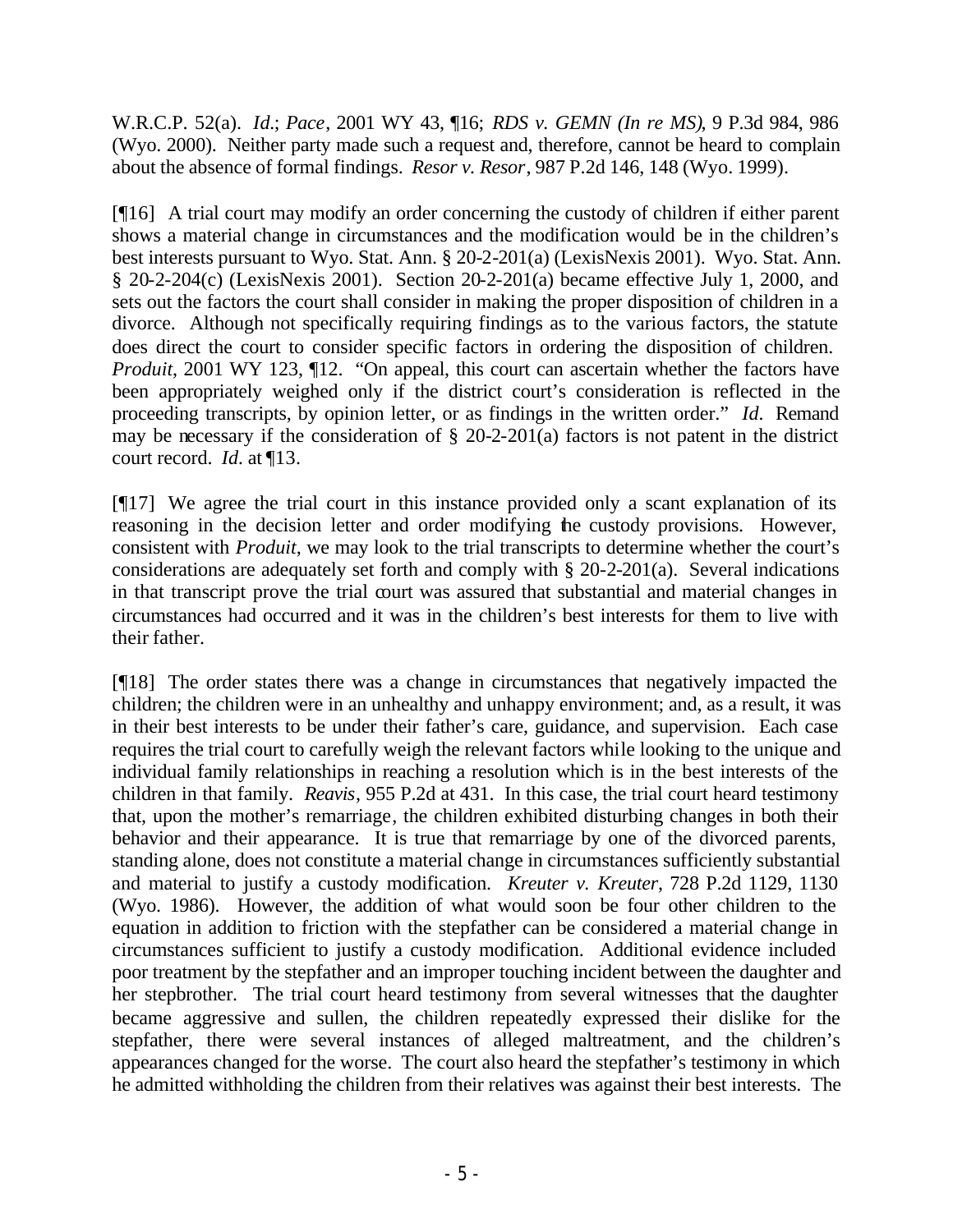W.R.C.P. 52(a). *Id*.; *Pace*, 2001 WY 43, ¶16; *RDS v. GEMN (In re MS)*, 9 P.3d 984, 986 (Wyo. 2000). Neither party made such a request and, therefore, cannot be heard to complain about the absence of formal findings. *Resor v. Resor*, 987 P.2d 146, 148 (Wyo. 1999).

[¶16] A trial court may modify an order concerning the custody of children if either parent shows a material change in circumstances and the modification would be in the children's best interests pursuant to Wyo. Stat. Ann. § 20-2-201(a) (LexisNexis 2001). Wyo. Stat. Ann. § 20-2-204(c) (LexisNexis 2001). Section 20-2-201(a) became effective July 1, 2000, and sets out the factors the court shall consider in making the proper disposition of children in a divorce. Although not specifically requiring findings as to the various factors, the statute does direct the court to consider specific factors in ordering the disposition of children. *Produit*, 2001 WY 123, ¶12. "On appeal, this court can ascertain whether the factors have been appropriately weighed only if the district court's consideration is reflected in the proceeding transcripts, by opinion letter, or as findings in the written order." *Id*. Remand may be necessary if the consideration of § 20-2-201(a) factors is not patent in the district court record. *Id*. at ¶13.

[¶17] We agree the trial court in this instance provided only a scant explanation of its reasoning in the decision letter and order modifying the custody provisions. However, consistent with *Produit*, we may look to the trial transcripts to determine whether the court's considerations are adequately set forth and comply with § 20-2-201(a). Several indications in that transcript prove the trial court was assured that substantial and material changes in circumstances had occurred and it was in the children's best interests for them to live with their father.

[¶18] The order states there was a change in circumstances that negatively impacted the children; the children were in an unhealthy and unhappy environment; and, as a result, it was in their best interests to be under their father's care, guidance, and supervision. Each case requires the trial court to carefully weigh the relevant factors while looking to the unique and individual family relationships in reaching a resolution which is in the best interests of the children in that family. *Reavis*, 955 P.2d at 431. In this case, the trial court heard testimony that, upon the mother's remarriage, the children exhibited disturbing changes in both their behavior and their appearance. It is true that remarriage by one of the divorced parents, standing alone, does not constitute a material change in circumstances sufficiently substantial and material to justify a custody modification. *Kreuter v. Kreuter*, 728 P.2d 1129, 1130 (Wyo. 1986). However, the addition of what would soon be four other children to the equation in addition to friction with the stepfather can be considered a material change in circumstances sufficient to justify a custody modification. Additional evidence included poor treatment by the stepfather and an improper touching incident between the daughter and her stepbrother. The trial court heard testimony from several witnesses that the daughter became aggressive and sullen, the children repeatedly expressed their dislike for the stepfather, there were several instances of alleged maltreatment, and the children's appearances changed for the worse. The court also heard the stepfather's testimony in which he admitted withholding the children from their relatives was against their best interests. The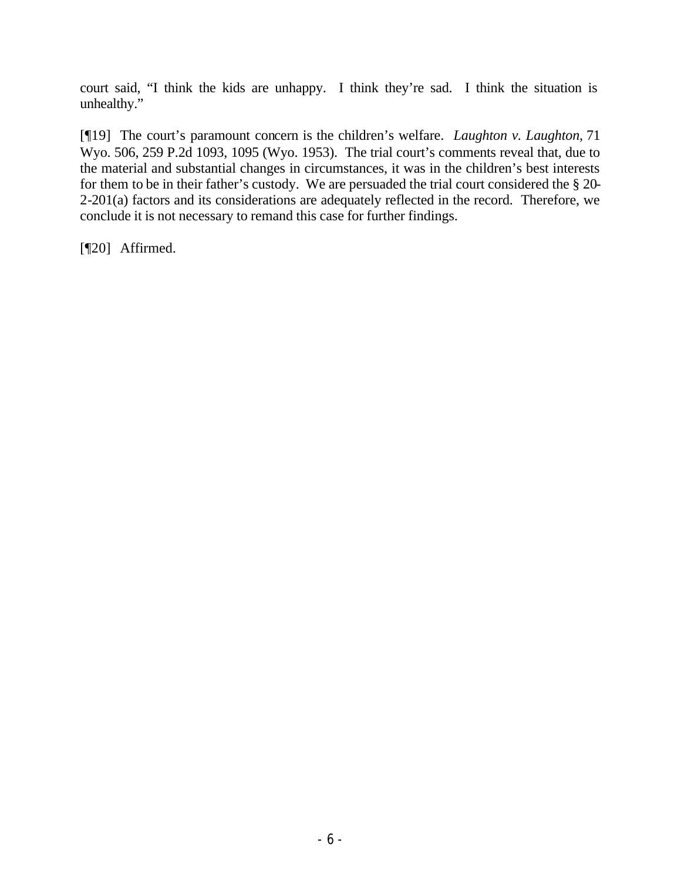court said, "I think the kids are unhappy. I think they're sad. I think the situation is unhealthy."

[¶19] The court's paramount concern is the children's welfare. *Laughton v. Laughton*, 71 Wyo. 506, 259 P.2d 1093, 1095 (Wyo. 1953). The trial court's comments reveal that, due to the material and substantial changes in circumstances, it was in the children's best interests for them to be in their father's custody. We are persuaded the trial court considered the § 20-2-201(a) factors and its considerations are adequately reflected in the record. Therefore, we conclude it is not necessary to remand this case for further findings.

[¶20] Affirmed.